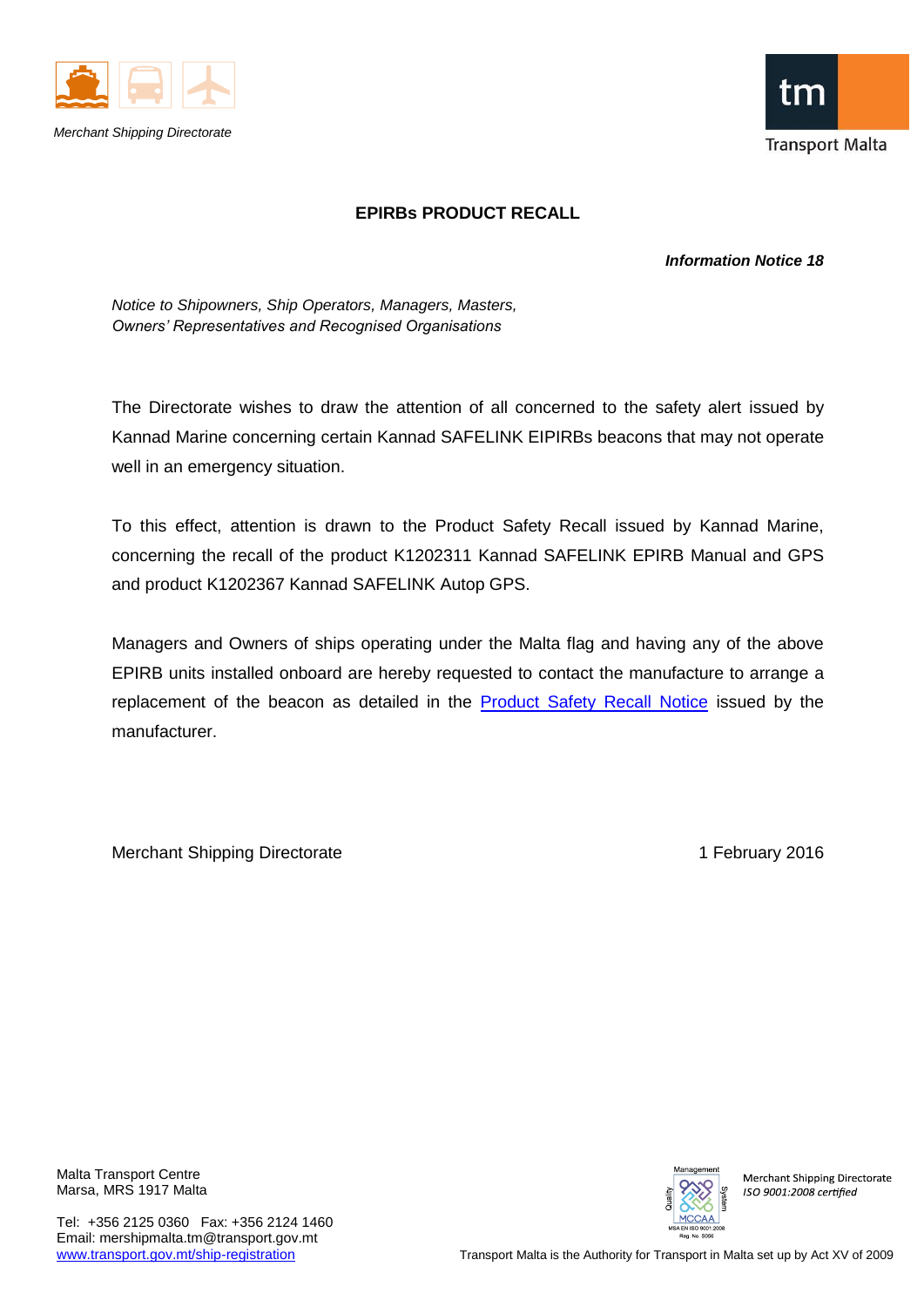Merchant Shipping Directorate

Transport Malta

# EPIRBs PRODUCT RECALL

***Information Notice 18***

*Notice to Shipowners, Ship Operators, Managers, Masters,*
*Owners' Representatives and Recognised Organisations*

The Directorate wishes to draw the attention of all concerned to the safety alert issued by Kannad Marine concerning certain Kannad SAFELINK EIPIRBs beacons that may not operate well in an emergency situation.

To this effect, attention is drawn to the Product Safety Recall issued by Kannad Marine, concerning the recall of the product K1202311 Kannad SAFELINK EPIRB Manual and GPS and product K1202367 Kannad SAFELINK Autop GPS.

Managers and Owners of ships operating under the Malta flag and having any of the above EPIRB units installed onboard are hereby requested to contact the manufacture to arrange a replacement of the beacon as detailed in the Product Safety Recall Notice issued by the manufacturer.

Merchant Shipping Directorate

1 February 2016

Malta Transport Centre
Marsa, MRS 1917 Malta

Tel: +356 2125 0360 Fax: +356 2124 1460
Email: mershipmalta.tm@transport.gov.mt
www.transport.gov.mt/ship-registration

Merchant Shipping Directorate
*ISO 9001:2008 certified*

Transport Malta is the Authority for Transport in Malta set up by Act XV of 2009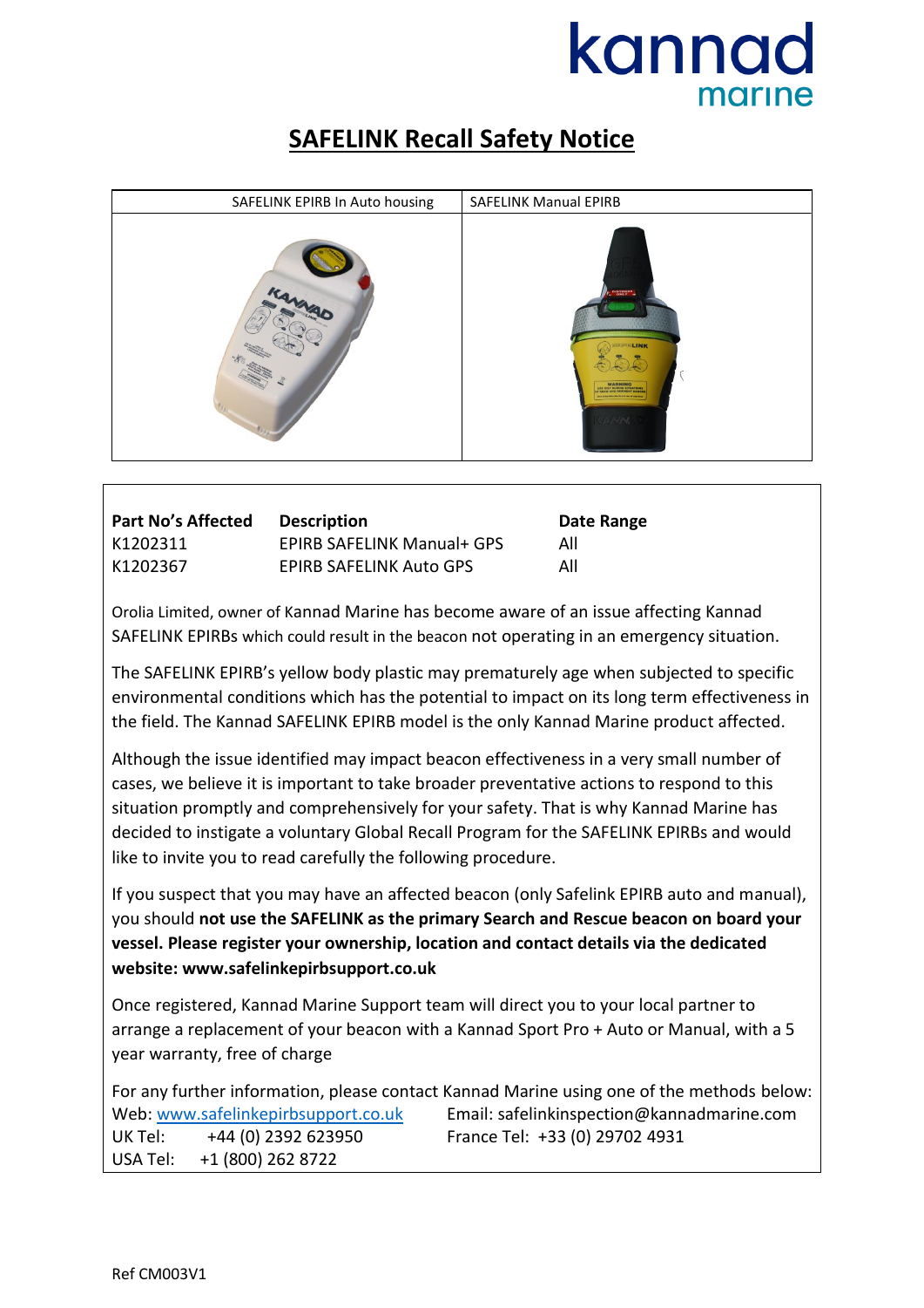kannad marine

# SAFELINK Recall Safety Notice

| SAFELINK EPIRB In Auto housing | SAFELINK Manual EPIRB |
|---|---|
| | |

| Part No's Affected | Description | Date Range |
|---|---|---|
| K1202311 | EPIRB SAFELINK Manual+ GPS | All |
| K1202367 | EPIRB SAFELINK Auto GPS | All |

Orolia Limited, owner of Kannad Marine has become aware of an issue affecting Kannad SAFELINK EPIRBs which could result in the beacon not operating in an emergency situation.

The SAFELINK EPIRB's yellow body plastic may prematurely age when subjected to specific environmental conditions which has the potential to impact on its long term effectiveness in the field. The Kannad SAFELINK EPIRB model is the only Kannad Marine product affected.

Although the issue identified may impact beacon effectiveness in a very small number of cases, we believe it is important to take broader preventative actions to respond to this situation promptly and comprehensively for your safety. That is why Kannad Marine has decided to instigate a voluntary Global Recall Program for the SAFELINK EPIRBs and would like to invite you to read carefully the following procedure.

If you suspect that you may have an affected beacon (only Safelink EPIRB auto and manual), you should **not use the SAFELINK as the primary Search and Rescue beacon on board your vessel. Please register your ownership, location and contact details via the dedicated website: www.safelinkepirbsupport.co.uk**

Once registered, Kannad Marine Support team will direct you to your local partner to arrange a replacement of your beacon with a Kannad Sport Pro + Auto or Manual, with a 5 year warranty, free of charge

For any further information, please contact Kannad Marine using one of the methods below:

Web: www.safelinkepirbsupport.co.uk
Email: safelinkinspection@kannadmarine.com
UK Tel: +44 (0) 2392 623950
France Tel: +33 (0) 29702 4931
USA Tel: +1 (800) 262 8722

Ref CM003V1